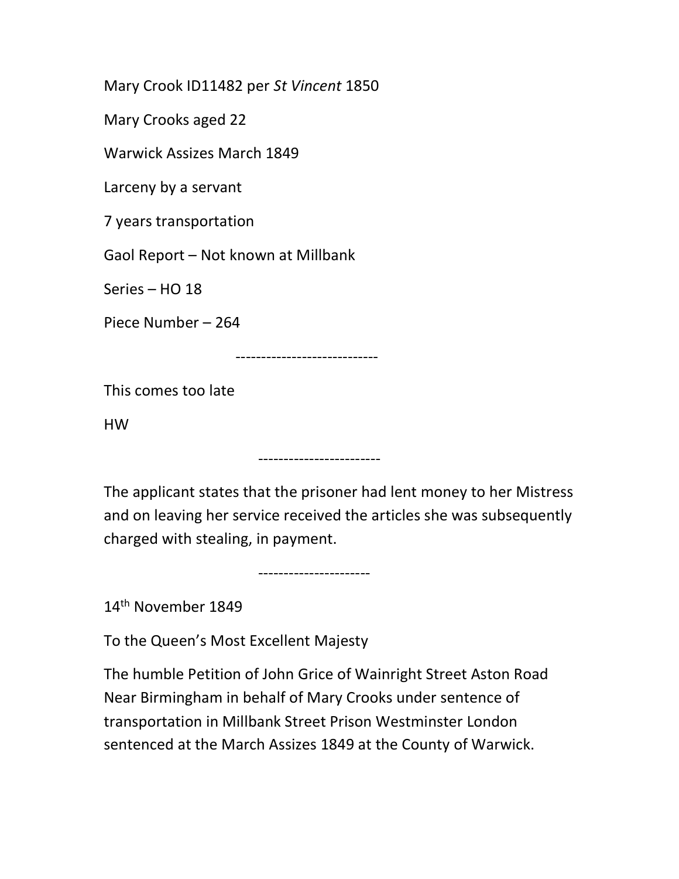Mary Crook ID11482 per *St Vincent* 1850

Mary Crooks aged 22

Warwick Assizes March 1849

Larceny by a servant

7 years transportation

Gaol Report – Not known at Millbank

Series – HO 18

Piece Number – 264

----------------------------

This comes too late

HW

------------------------

The applicant states that the prisoner had lent money to her Mistress and on leaving her service received the articles she was subsequently charged with stealing, in payment.

----------------------

14th November 1849

To the Queen's Most Excellent Majesty

The humble Petition of John Grice of Wainright Street Aston Road Near Birmingham in behalf of Mary Crooks under sentence of transportation in Millbank Street Prison Westminster London sentenced at the March Assizes 1849 at the County of Warwick.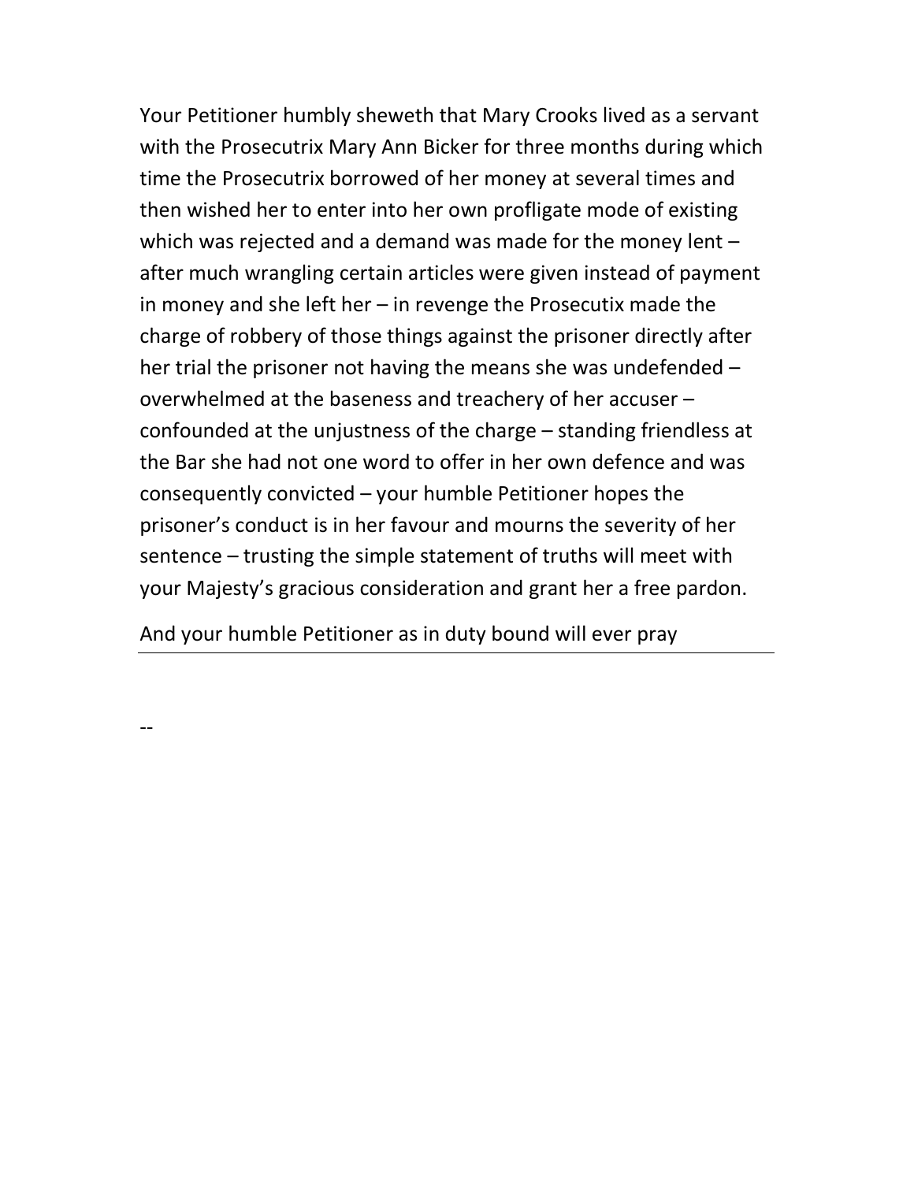Your Petitioner humbly sheweth that Mary Crooks lived as a servant with the Prosecutrix Mary Ann Bicker for three months during which time the Prosecutrix borrowed of her money at several times and then wished her to enter into her own profligate mode of existing which was rejected and a demand was made for the money lent – after much wrangling certain articles were given instead of payment in money and she left her – in revenge the Prosecutix made the charge of robbery of those things against the prisoner directly after her trial the prisoner not having the means she was undefended – overwhelmed at the baseness and treachery of her accuser – confounded at the unjustness of the charge – standing friendless at the Bar she had not one word to offer in her own defence and was consequently convicted – your humble Petitioner hopes the prisoner's conduct is in her favour and mourns the severity of her sentence – trusting the simple statement of truths will meet with your Majesty's gracious consideration and grant her a free pardon.

And your humble Petitioner as in duty bound will ever pray

---

--